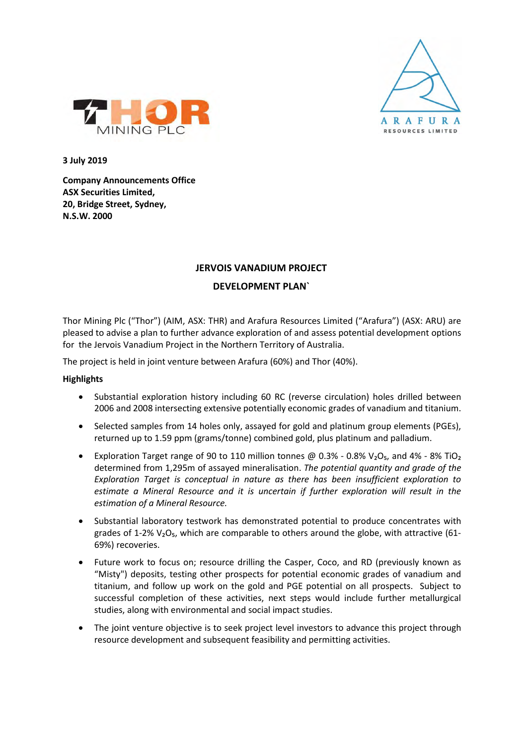THOR MINING PLC

ARAFURA RESOURCES LIMITED

**3 July 2019**

**Company Announcements Office**
**ASX Securities Limited,**
**20, Bridge Street, Sydney,**
**N.S.W. 2000**

## JERVOIS VANADIUM PROJECT

## DEVELOPMENT PLAN`

Thor Mining Plc ("Thor") (AIM, ASX: THR) and Arafura Resources Limited ("Arafura") (ASX: ARU) are pleased to advise a plan to further advance exploration of and assess potential development options for the Jervois Vanadium Project in the Northern Territory of Australia.

The project is held in joint venture between Arafura (60%) and Thor (40%).

**Highlights**

- Substantial exploration history including 60 RC (reverse circulation) holes drilled between 2006 and 2008 intersecting extensive potentially economic grades of vanadium and titanium.
- Selected samples from 14 holes only, assayed for gold and platinum group elements (PGEs), returned up to 1.59 ppm (grams/tonne) combined gold, plus platinum and palladium.
- Exploration Target range of 90 to 110 million tonnes @ 0.3% - 0.8% $V_2O_5$, and 4% - 8% $TiO_2$ determined from 1,295m of assayed mineralisation. *The potential quantity and grade of the Exploration Target is conceptual in nature as there has been insufficient exploration to estimate a Mineral Resource and it is uncertain if further exploration will result in the estimation of a Mineral Resource.*
- Substantial laboratory testwork has demonstrated potential to produce concentrates with grades of 1-2% $V_2O_5$, which are comparable to others around the globe, with attractive (61-69%) recoveries.
- Future work to focus on; resource drilling the Casper, Coco, and RD (previously known as "Misty") deposits, testing other prospects for potential economic grades of vanadium and titanium, and follow up work on the gold and PGE potential on all prospects. Subject to successful completion of these activities, next steps would include further metallurgical studies, along with environmental and social impact studies.
- The joint venture objective is to seek project level investors to advance this project through resource development and subsequent feasibility and permitting activities.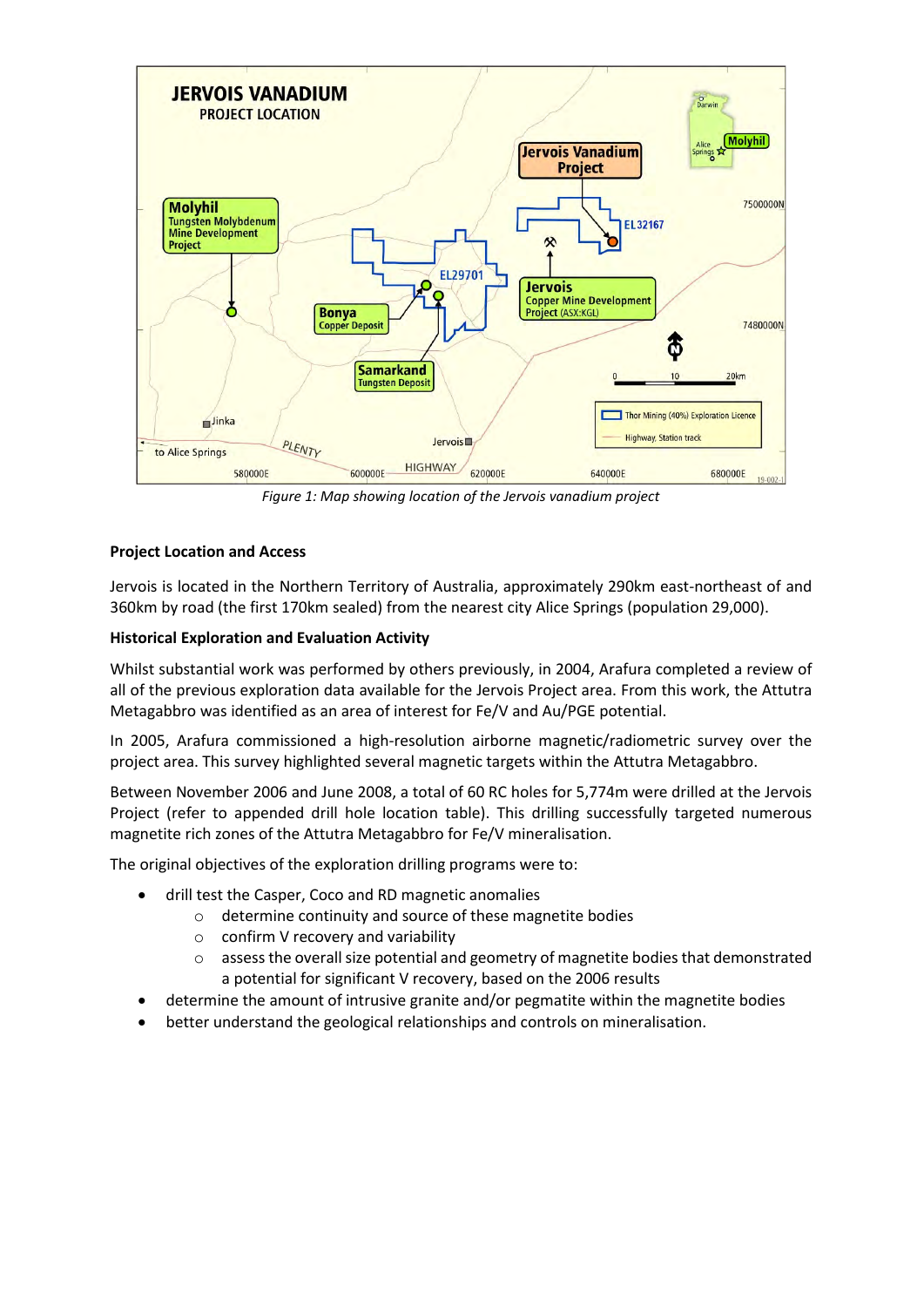Figure 1: Map showing location of the Jervois vanadium project

**Project Location and Access**

Jervois is located in the Northern Territory of Australia, approximately 290km east-northeast of and 360km by road (the first 170km sealed) from the nearest city Alice Springs (population 29,000).

**Historical Exploration and Evaluation Activity**

Whilst substantial work was performed by others previously, in 2004, Arafura completed a review of all of the previous exploration data available for the Jervois Project area. From this work, the Attutra Metagabbro was identified as an area of interest for Fe/V and Au/PGE potential.

In 2005, Arafura commissioned a high-resolution airborne magnetic/radiometric survey over the project area. This survey highlighted several magnetic targets within the Attutra Metagabbro.

Between November 2006 and June 2008, a total of 60 RC holes for 5,774m were drilled at the Jervois Project (refer to appended drill hole location table). This drilling successfully targeted numerous magnetite rich zones of the Attutra Metagabbro for Fe/V mineralisation.

The original objectives of the exploration drilling programs were to:

- drill test the Casper, Coco and RD magnetic anomalies
  - determine continuity and source of these magnetite bodies
  - confirm V recovery and variability
  - assess the overall size potential and geometry of magnetite bodies that demonstrated a potential for significant V recovery, based on the 2006 results
- determine the amount of intrusive granite and/or pegmatite within the magnetite bodies
- better understand the geological relationships and controls on mineralisation.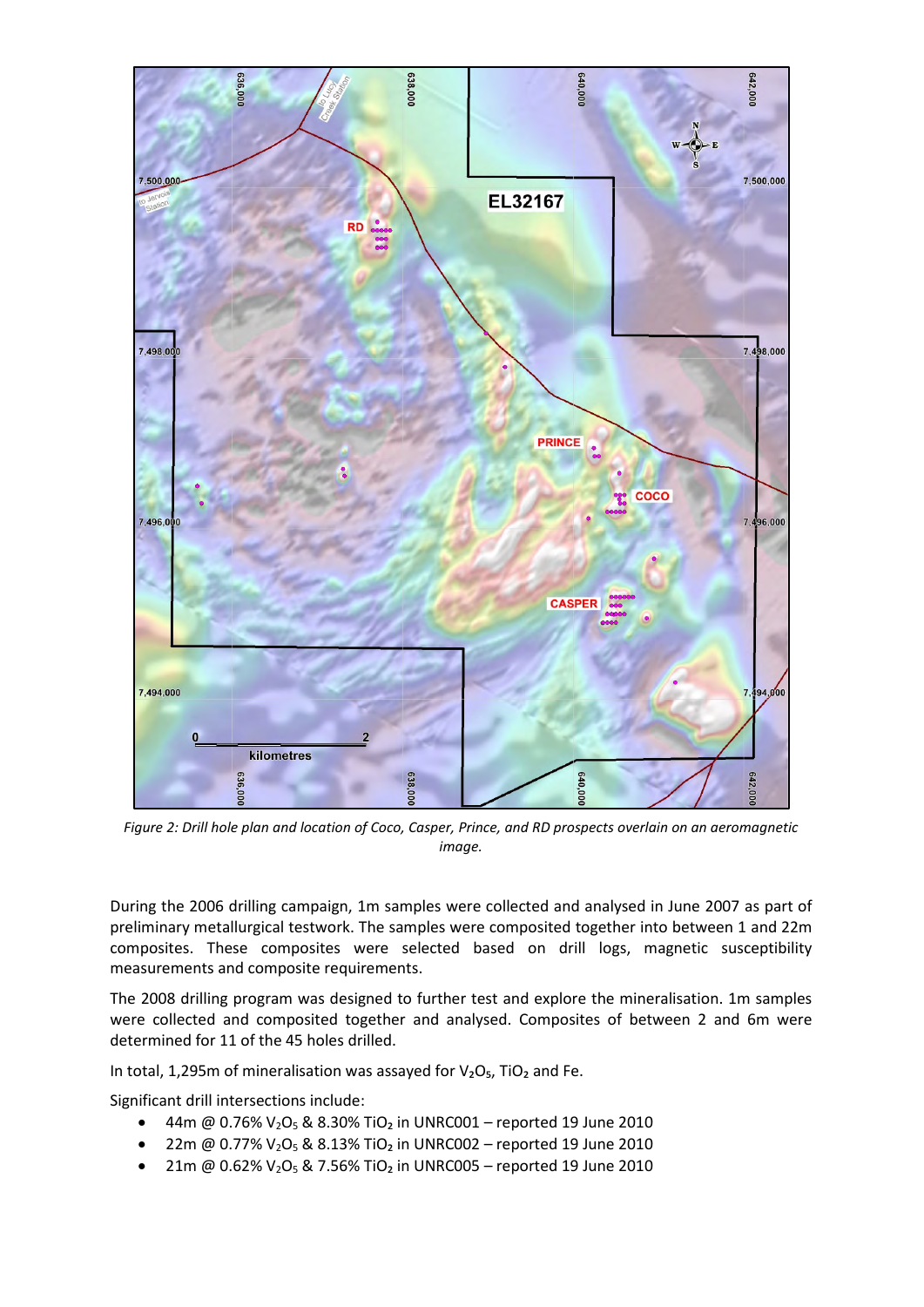*Figure 2: Drill hole plan and location of Coco, Casper, Prince, and RD prospects overlain on an aeromagnetic image.*

During the 2006 drilling campaign, 1m samples were collected and analysed in June 2007 as part of preliminary metallurgical testwork. The samples were composited together into between 1 and 22m composites. These composites were selected based on drill logs, magnetic susceptibility measurements and composite requirements.

The 2008 drilling program was designed to further test and explore the mineralisation. 1m samples were collected and composited together and analysed. Composites of between 2 and 6m were determined for 11 of the 45 holes drilled.

In total, 1,295m of mineralisation was assayed for $V_2O_5$, $TiO_2$ and Fe.

Significant drill intersections include:

- 44m @ 0.76% $V_2O_5$ & 8.30% $TiO_2$ in UNRC001 – reported 19 June 2010
- 22m @ 0.77% $V_2O_5$ & 8.13% $TiO_2$ in UNRC002 – reported 19 June 2010
- 21m @ 0.62% $V_2O_5$ & 7.56% $TiO_2$ in UNRC005 – reported 19 June 2010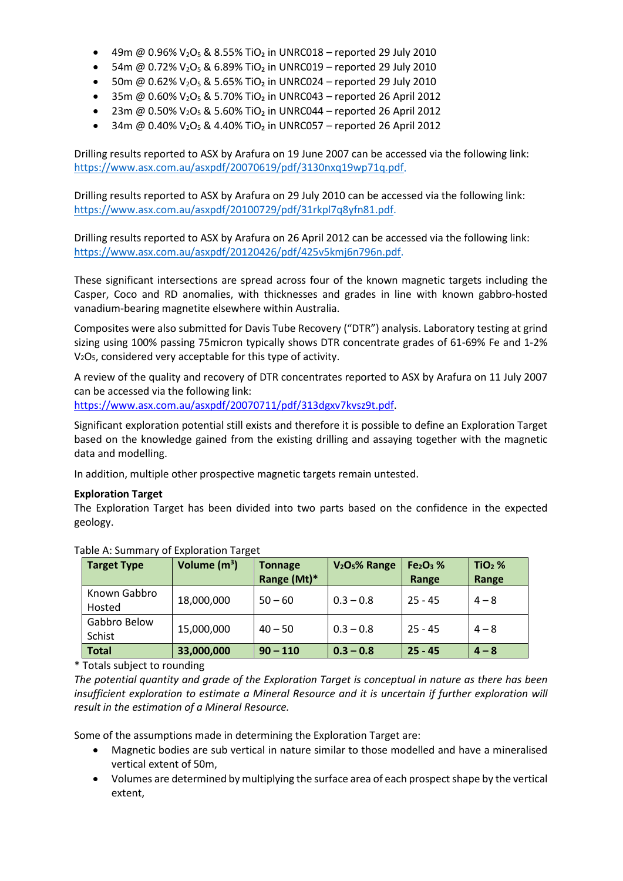- 49m @ 0.96% $V_2O_5$ & 8.55% $TiO_2$ in UNRC018 – reported 29 July 2010
- 54m @ 0.72% $V_2O_5$ & 6.89% $TiO_2$ in UNRC019 – reported 29 July 2010
- 50m @ 0.62% $V_2O_5$ & 5.65% $TiO_2$ in UNRC024 – reported 29 July 2010
- 35m @ 0.60% $V_2O_5$ & 5.70% $TiO_2$ in UNRC043 – reported 26 April 2012
- 23m @ 0.50% $V_2O_5$ & 5.60% $TiO_2$ in UNRC044 – reported 26 April 2012
- 34m @ 0.40% $V_2O_5$ & 4.40% $TiO_2$ in UNRC057 – reported 26 April 2012

Drilling results reported to ASX by Arafura on 19 June 2007 can be accessed via the following link: https://www.asx.com.au/asxpdf/20070619/pdf/3130nxq19wp71q.pdf.

Drilling results reported to ASX by Arafura on 29 July 2010 can be accessed via the following link: https://www.asx.com.au/asxpdf/20100729/pdf/31rkpl7q8yfn81.pdf.

Drilling results reported to ASX by Arafura on 26 April 2012 can be accessed via the following link: https://www.asx.com.au/asxpdf/20120426/pdf/425v5kmj6n796n.pdf.

These significant intersections are spread across four of the known magnetic targets including the Casper, Coco and RD anomalies, with thicknesses and grades in line with known gabbro-hosted vanadium-bearing magnetite elsewhere within Australia.

Composites were also submitted for Davis Tube Recovery ("DTR") analysis. Laboratory testing at grind sizing using 100% passing 75micron typically shows DTR concentrate grades of 61-69% Fe and 1-2% $V_2O_5$, considered very acceptable for this type of activity.

A review of the quality and recovery of DTR concentrates reported to ASX by Arafura on 11 July 2007 can be accessed via the following link: https://www.asx.com.au/asxpdf/20070711/pdf/313dgxv7kvsz9t.pdf.

Significant exploration potential still exists and therefore it is possible to define an Exploration Target based on the knowledge gained from the existing drilling and assaying together with the magnetic data and modelling.

In addition, multiple other prospective magnetic targets remain untested.

**Exploration Target**

The Exploration Target has been divided into two parts based on the confidence in the expected geology.

Table A: Summary of Exploration Target

| Target Type | Volume ($m^3$) | Tonnage Range (Mt)* | $V_2O_5$% Range | $Fe_2O_3$ % Range | $TiO_2$ % Range |
|---|---|---|---|---|---|
| Known Gabbro Hosted | 18,000,000 | 50 – 60 | 0.3 – 0.8 | 25 - 45 | 4 – 8 |
| Gabbro Below Schist | 15,000,000 | 40 – 50 | 0.3 – 0.8 | 25 - 45 | 4 – 8 |
| **Total** | **33,000,000** | **90 – 110** | **0.3 – 0.8** | **25 - 45** | **4 – 8** |

\* Totals subject to rounding

*The potential quantity and grade of the Exploration Target is conceptual in nature as there has been insufficient exploration to estimate a Mineral Resource and it is uncertain if further exploration will result in the estimation of a Mineral Resource.*

Some of the assumptions made in determining the Exploration Target are:

- Magnetic bodies are sub vertical in nature similar to those modelled and have a mineralised vertical extent of 50m,
- Volumes are determined by multiplying the surface area of each prospect shape by the vertical extent,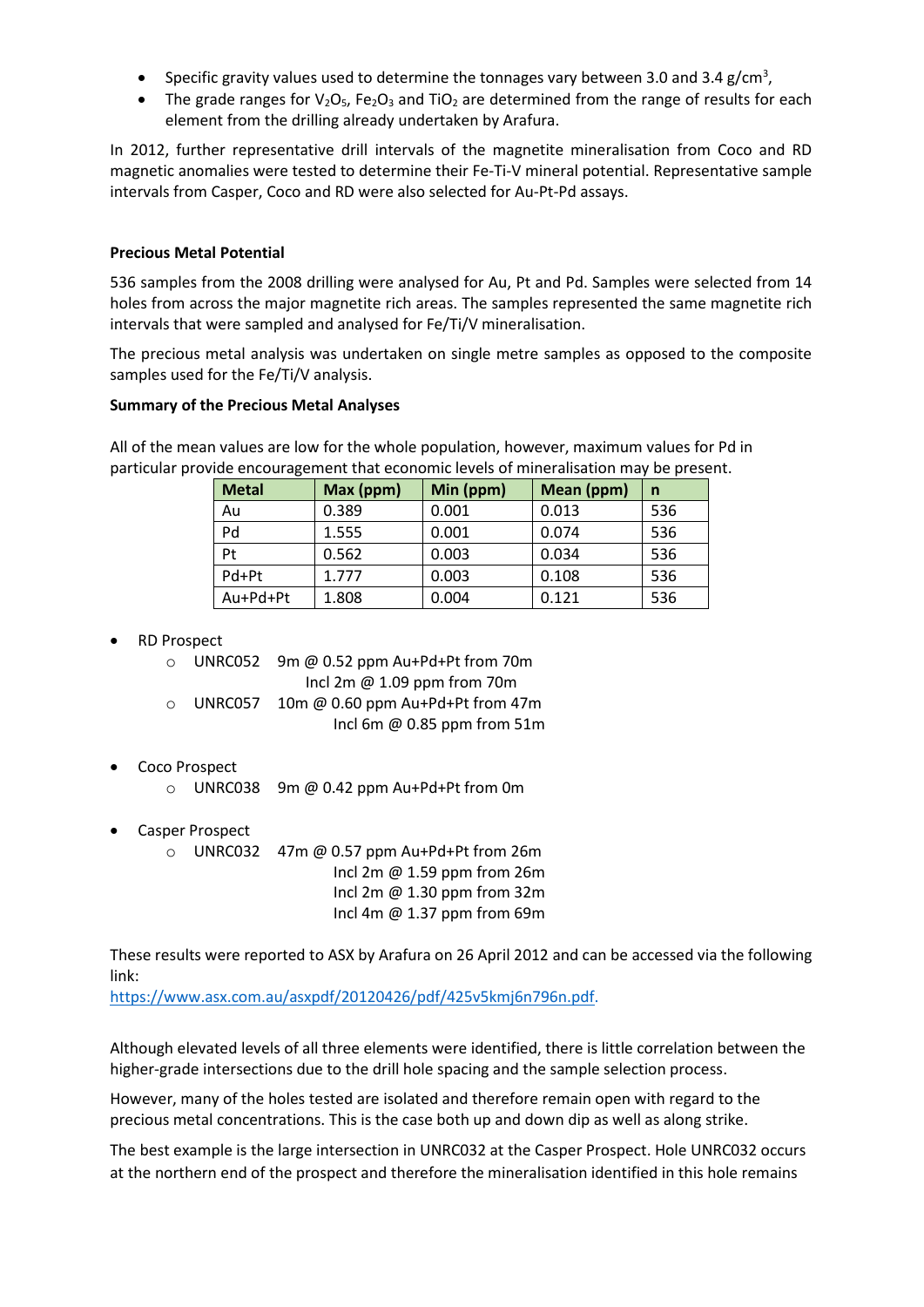- Specific gravity values used to determine the tonnages vary between 3.0 and 3.4 g/cm$^3$,
- The grade ranges for $V_2O_5$, $Fe_2O_3$ and $TiO_2$ are determined from the range of results for each element from the drilling already undertaken by Arafura.

In 2012, further representative drill intervals of the magnetite mineralisation from Coco and RD magnetic anomalies were tested to determine their Fe-Ti-V mineral potential. Representative sample intervals from Casper, Coco and RD were also selected for Au-Pt-Pd assays.

**Precious Metal Potential**

536 samples from the 2008 drilling were analysed for Au, Pt and Pd. Samples were selected from 14 holes from across the major magnetite rich areas. The samples represented the same magnetite rich intervals that were sampled and analysed for Fe/Ti/V mineralisation.

The precious metal analysis was undertaken on single metre samples as opposed to the composite samples used for the Fe/Ti/V analysis.

**Summary of the Precious Metal Analyses**

All of the mean values are low for the whole population, however, maximum values for Pd in particular provide encouragement that economic levels of mineralisation may be present.

| Metal | Max (ppm) | Min (ppm) | Mean (ppm) | n |
|---|---|---|---|---|
| Au | 0.389 | 0.001 | 0.013 | 536 |
| Pd | 1.555 | 0.001 | 0.074 | 536 |
| Pt | 0.562 | 0.003 | 0.034 | 536 |
| Pd+Pt | 1.777 | 0.003 | 0.108 | 536 |
| Au+Pd+Pt | 1.808 | 0.004 | 0.121 | 536 |

- RD Prospect
  - UNRC052 9m @ 0.52 ppm Au+Pd+Pt from 70m
    Incl 2m @ 1.09 ppm from 70m
  - UNRC057 10m @ 0.60 ppm Au+Pd+Pt from 47m
    Incl 6m @ 0.85 ppm from 51m
- Coco Prospect
  - UNRC038 9m @ 0.42 ppm Au+Pd+Pt from 0m
- Casper Prospect
  - UNRC032 47m @ 0.57 ppm Au+Pd+Pt from 26m
    Incl 2m @ 1.59 ppm from 26m
    Incl 2m @ 1.30 ppm from 32m
    Incl 4m @ 1.37 ppm from 69m

These results were reported to ASX by Arafura on 26 April 2012 and can be accessed via the following link:
https://www.asx.com.au/asxpdf/20120426/pdf/425v5kmj6n796n.pdf.

Although elevated levels of all three elements were identified, there is little correlation between the higher-grade intersections due to the drill hole spacing and the sample selection process.

However, many of the holes tested are isolated and therefore remain open with regard to the precious metal concentrations. This is the case both up and down dip as well as along strike.

The best example is the large intersection in UNRC032 at the Casper Prospect. Hole UNRC032 occurs at the northern end of the prospect and therefore the mineralisation identified in this hole remains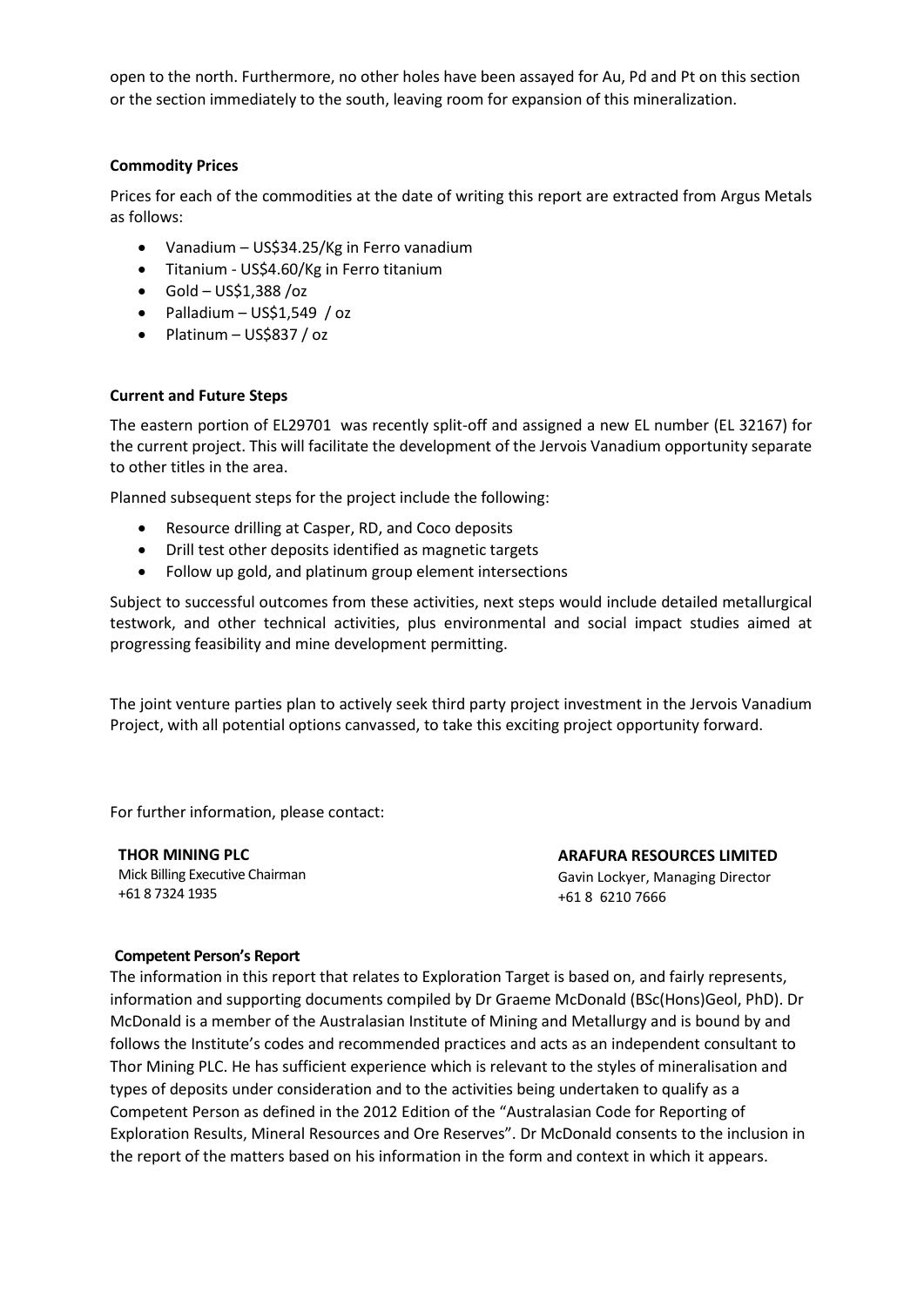open to the north. Furthermore, no other holes have been assayed for Au, Pd and Pt on this section or the section immediately to the south, leaving room for expansion of this mineralization.

**Commodity Prices**

Prices for each of the commodities at the date of writing this report are extracted from Argus Metals as follows:

- Vanadium – US$34.25/Kg in Ferro vanadium
- Titanium - US$4.60/Kg in Ferro titanium
- Gold – US$1,388 /oz
- Palladium – US$1,549 / oz
- Platinum – US$837 / oz

**Current and Future Steps**

The eastern portion of EL29701 was recently split-off and assigned a new EL number (EL 32167) for the current project. This will facilitate the development of the Jervois Vanadium opportunity separate to other titles in the area.

Planned subsequent steps for the project include the following:

- Resource drilling at Casper, RD, and Coco deposits
- Drill test other deposits identified as magnetic targets
- Follow up gold, and platinum group element intersections

Subject to successful outcomes from these activities, next steps would include detailed metallurgical testwork, and other technical activities, plus environmental and social impact studies aimed at progressing feasibility and mine development permitting.

The joint venture parties plan to actively seek third party project investment in the Jervois Vanadium Project, with all potential options canvassed, to take this exciting project opportunity forward.

For further information, please contact:

**THOR MINING PLC**
Mick Billing Executive Chairman
+61 8 7324 1935

**ARAFURA RESOURCES LIMITED**
Gavin Lockyer, Managing Director
+61 8 6210 7666

**Competent Person's Report**

The information in this report that relates to Exploration Target is based on, and fairly represents, information and supporting documents compiled by Dr Graeme McDonald (BSc(Hons)Geol, PhD). Dr McDonald is a member of the Australasian Institute of Mining and Metallurgy and is bound by and follows the Institute's codes and recommended practices and acts as an independent consultant to Thor Mining PLC. He has sufficient experience which is relevant to the styles of mineralisation and types of deposits under consideration and to the activities being undertaken to qualify as a Competent Person as defined in the 2012 Edition of the "Australasian Code for Reporting of Exploration Results, Mineral Resources and Ore Reserves". Dr McDonald consents to the inclusion in the report of the matters based on his information in the form and context in which it appears.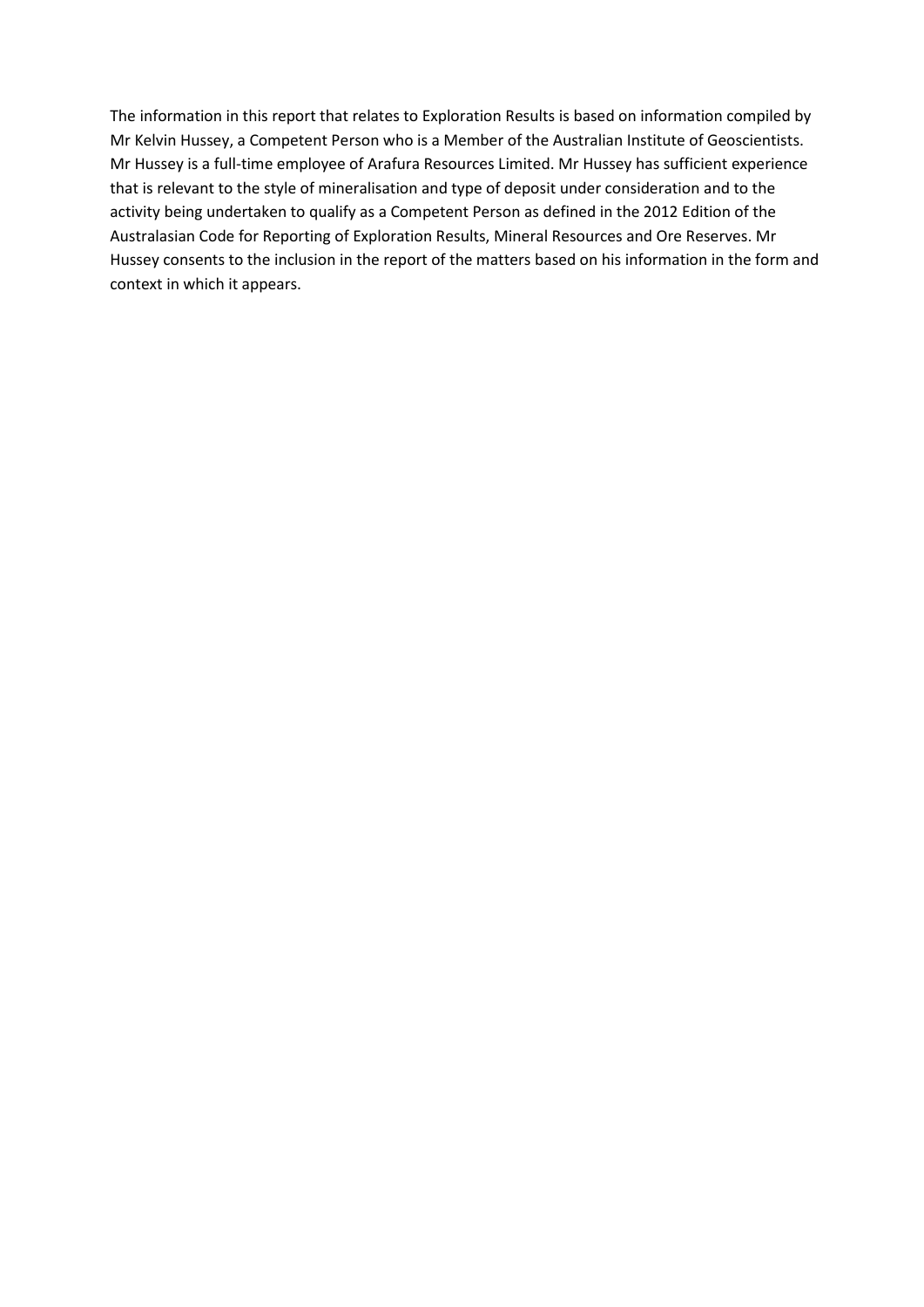The information in this report that relates to Exploration Results is based on information compiled by Mr Kelvin Hussey, a Competent Person who is a Member of the Australian Institute of Geoscientists. Mr Hussey is a full-time employee of Arafura Resources Limited. Mr Hussey has sufficient experience that is relevant to the style of mineralisation and type of deposit under consideration and to the activity being undertaken to qualify as a Competent Person as defined in the 2012 Edition of the Australasian Code for Reporting of Exploration Results, Mineral Resources and Ore Reserves. Mr Hussey consents to the inclusion in the report of the matters based on his information in the form and context in which it appears.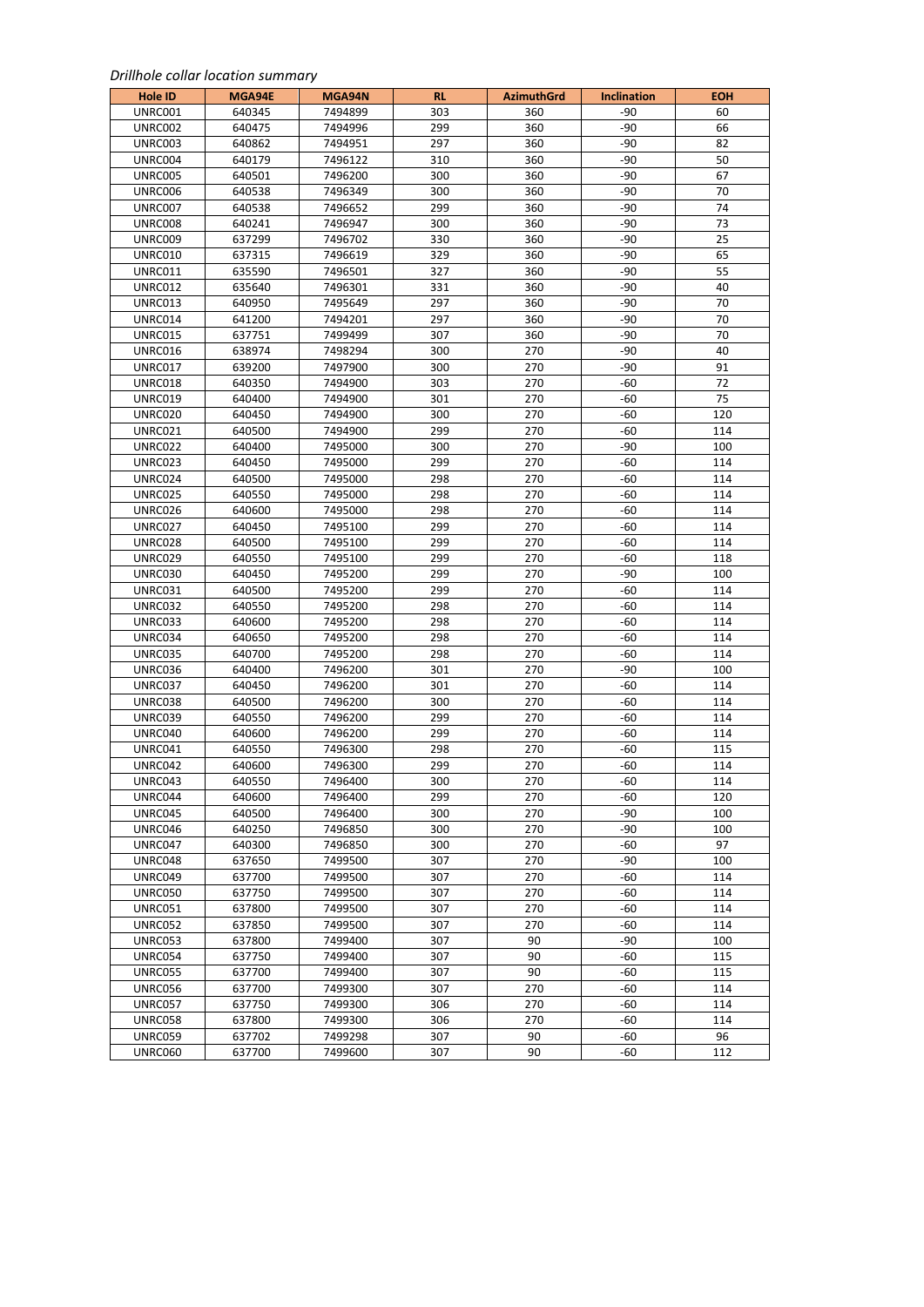*Drillhole collar location summary*

| Hole ID | MGA94E | MGA94N | RL | AzimuthGrd | Inclination | EOH |
|---|---|---|---|---|---|---|
| UNRC001 | 640345 | 7494899 | 303 | 360 | -90 | 60 |
| UNRC002 | 640475 | 7494996 | 299 | 360 | -90 | 66 |
| UNRC003 | 640862 | 7494951 | 297 | 360 | -90 | 82 |
| UNRC004 | 640179 | 7496122 | 310 | 360 | -90 | 50 |
| UNRC005 | 640501 | 7496200 | 300 | 360 | -90 | 67 |
| UNRC006 | 640538 | 7496349 | 300 | 360 | -90 | 70 |
| UNRC007 | 640538 | 7496652 | 299 | 360 | -90 | 74 |
| UNRC008 | 640241 | 7496947 | 300 | 360 | -90 | 73 |
| UNRC009 | 637299 | 7496702 | 330 | 360 | -90 | 25 |
| UNRC010 | 637315 | 7496619 | 329 | 360 | -90 | 65 |
| UNRC011 | 635590 | 7496501 | 327 | 360 | -90 | 55 |
| UNRC012 | 635640 | 7496301 | 331 | 360 | -90 | 40 |
| UNRC013 | 640950 | 7495649 | 297 | 360 | -90 | 70 |
| UNRC014 | 641200 | 7494201 | 297 | 360 | -90 | 70 |
| UNRC015 | 637751 | 7499499 | 307 | 360 | -90 | 70 |
| UNRC016 | 638974 | 7498294 | 300 | 270 | -90 | 40 |
| UNRC017 | 639200 | 7497900 | 300 | 270 | -90 | 91 |
| UNRC018 | 640350 | 7494900 | 303 | 270 | -60 | 72 |
| UNRC019 | 640400 | 7494900 | 301 | 270 | -60 | 75 |
| UNRC020 | 640450 | 7494900 | 300 | 270 | -60 | 120 |
| UNRC021 | 640500 | 7494900 | 299 | 270 | -60 | 114 |
| UNRC022 | 640400 | 7495000 | 300 | 270 | -90 | 100 |
| UNRC023 | 640450 | 7495000 | 299 | 270 | -60 | 114 |
| UNRC024 | 640500 | 7495000 | 298 | 270 | -60 | 114 |
| UNRC025 | 640550 | 7495000 | 298 | 270 | -60 | 114 |
| UNRC026 | 640600 | 7495000 | 298 | 270 | -60 | 114 |
| UNRC027 | 640450 | 7495100 | 299 | 270 | -60 | 114 |
| UNRC028 | 640500 | 7495100 | 299 | 270 | -60 | 114 |
| UNRC029 | 640550 | 7495100 | 299 | 270 | -60 | 118 |
| UNRC030 | 640450 | 7495200 | 299 | 270 | -90 | 100 |
| UNRC031 | 640500 | 7495200 | 299 | 270 | -60 | 114 |
| UNRC032 | 640550 | 7495200 | 298 | 270 | -60 | 114 |
| UNRC033 | 640600 | 7495200 | 298 | 270 | -60 | 114 |
| UNRC034 | 640650 | 7495200 | 298 | 270 | -60 | 114 |
| UNRC035 | 640700 | 7495200 | 298 | 270 | -60 | 114 |
| UNRC036 | 640400 | 7496200 | 301 | 270 | -90 | 100 |
| UNRC037 | 640450 | 7496200 | 301 | 270 | -60 | 114 |
| UNRC038 | 640500 | 7496200 | 300 | 270 | -60 | 114 |
| UNRC039 | 640550 | 7496200 | 299 | 270 | -60 | 114 |
| UNRC040 | 640600 | 7496200 | 299 | 270 | -60 | 114 |
| UNRC041 | 640550 | 7496300 | 298 | 270 | -60 | 115 |
| UNRC042 | 640600 | 7496300 | 299 | 270 | -60 | 114 |
| UNRC043 | 640550 | 7496400 | 300 | 270 | -60 | 114 |
| UNRC044 | 640600 | 7496400 | 299 | 270 | -60 | 120 |
| UNRC045 | 640500 | 7496400 | 300 | 270 | -90 | 100 |
| UNRC046 | 640250 | 7496850 | 300 | 270 | -90 | 100 |
| UNRC047 | 640300 | 7496850 | 300 | 270 | -60 | 97 |
| UNRC048 | 637650 | 7499500 | 307 | 270 | -90 | 100 |
| UNRC049 | 637700 | 7499500 | 307 | 270 | -60 | 114 |
| UNRC050 | 637750 | 7499500 | 307 | 270 | -60 | 114 |
| UNRC051 | 637800 | 7499500 | 307 | 270 | -60 | 114 |
| UNRC052 | 637850 | 7499500 | 307 | 270 | -60 | 114 |
| UNRC053 | 637800 | 7499400 | 307 | 90 | -90 | 100 |
| UNRC054 | 637750 | 7499400 | 307 | 90 | -60 | 115 |
| UNRC055 | 637700 | 7499400 | 307 | 90 | -60 | 115 |
| UNRC056 | 637700 | 7499300 | 307 | 270 | -60 | 114 |
| UNRC057 | 637750 | 7499300 | 306 | 270 | -60 | 114 |
| UNRC058 | 637800 | 7499300 | 306 | 270 | -60 | 114 |
| UNRC059 | 637702 | 7499298 | 307 | 90 | -60 | 96 |
| UNRC060 | 637700 | 7499600 | 307 | 90 | -60 | 112 |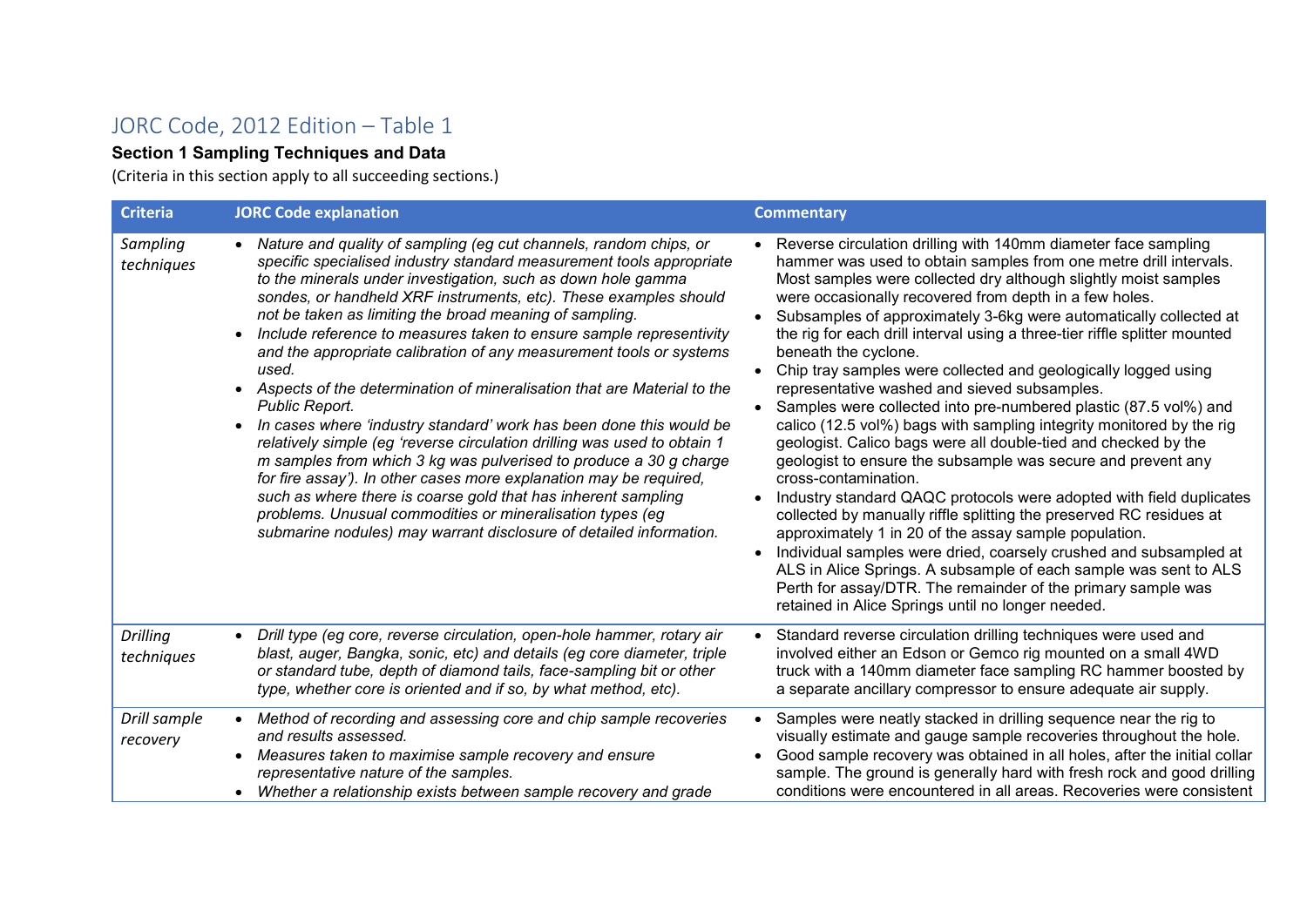# JORC Code, 2012 Edition – Table 1

**Section 1 Sampling Techniques and Data**

(Criteria in this section apply to all succeeding sections.)

| Criteria | JORC Code explanation | Commentary |
|---|---|---|
| *Sampling techniques* | • *Nature and quality of sampling (eg cut channels, random chips, or specific specialised industry standard measurement tools appropriate to the minerals under investigation, such as down hole gamma sondes, or handheld XRF instruments, etc). These examples should not be taken as limiting the broad meaning of sampling.*<br>• *Include reference to measures taken to ensure sample representivity and the appropriate calibration of any measurement tools or systems used.*<br>• *Aspects of the determination of mineralisation that are Material to the Public Report.*<br>• *In cases where 'industry standard' work has been done this would be relatively simple (eg 'reverse circulation drilling was used to obtain 1 m samples from which 3 kg was pulverised to produce a 30 g charge for fire assay'). In other cases more explanation may be required, such as where there is coarse gold that has inherent sampling problems. Unusual commodities or mineralisation types (eg submarine nodules) may warrant disclosure of detailed information.* | • Reverse circulation drilling with 140mm diameter face sampling hammer was used to obtain samples from one metre drill intervals. Most samples were collected dry although slightly moist samples were occasionally recovered from depth in a few holes.<br>• Subsamples of approximately 3-6kg were automatically collected at the rig for each drill interval using a three-tier riffle splitter mounted beneath the cyclone.<br>• Chip tray samples were collected and geologically logged using representative washed and sieved subsamples.<br>• Samples were collected into pre-numbered plastic (87.5 vol%) and calico (12.5 vol%) bags with sampling integrity monitored by the rig geologist. Calico bags were all double-tied and checked by the geologist to ensure the subsample was secure and prevent any cross-contamination.<br>• Industry standard QAQC protocols were adopted with field duplicates collected by manually riffle splitting the preserved RC residues at approximately 1 in 20 of the assay sample population.<br>• Individual samples were dried, coarsely crushed and subsampled at ALS in Alice Springs. A subsample of each sample was sent to ALS Perth for assay/DTR. The remainder of the primary sample was retained in Alice Springs until no longer needed. |
| *Drilling techniques* | • *Drill type (eg core, reverse circulation, open-hole hammer, rotary air blast, auger, Bangka, sonic, etc) and details (eg core diameter, triple or standard tube, depth of diamond tails, face-sampling bit or other type, whether core is oriented and if so, by what method, etc).* | • Standard reverse circulation drilling techniques were used and involved either an Edson or Gemco rig mounted on a small 4WD truck with a 140mm diameter face sampling RC hammer boosted by a separate ancillary compressor to ensure adequate air supply. |
| *Drill sample recovery* | • *Method of recording and assessing core and chip sample recoveries and results assessed.*<br>• *Measures taken to maximise sample recovery and ensure representative nature of the samples.*<br>• *Whether a relationship exists between sample recovery and grade* | • Samples were neatly stacked in drilling sequence near the rig to visually estimate and gauge sample recoveries throughout the hole.<br>• Good sample recovery was obtained in all holes, after the initial collar sample. The ground is generally hard with fresh rock and good drilling conditions were encountered in all areas. Recoveries were consistent |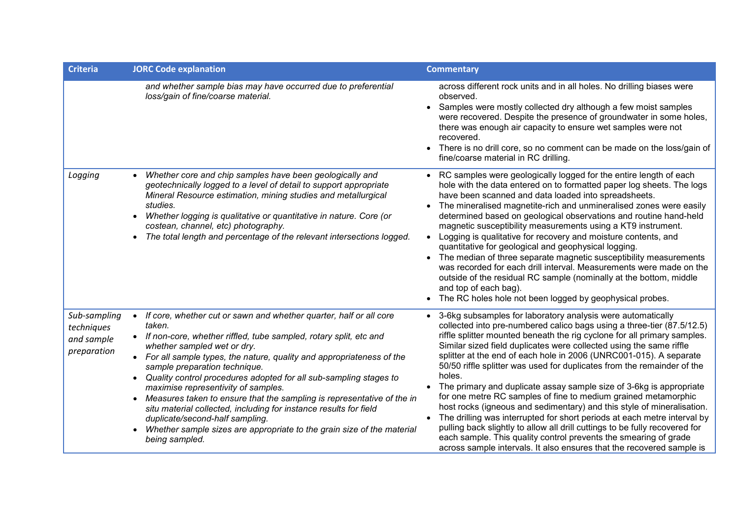| Criteria | JORC Code explanation | Commentary |
|---|---|---|
| | *and whether sample bias may have occurred due to preferential loss/gain of fine/coarse material.* | across different rock units and in all holes. No drilling biases were observed.<br>• Samples were mostly collected dry although a few moist samples were recovered. Despite the presence of groundwater in some holes, there was enough air capacity to ensure wet samples were not recovered.<br>• There is no drill core, so no comment can be made on the loss/gain of fine/coarse material in RC drilling. |
| *Logging* | • *Whether core and chip samples have been geologically and geotechnically logged to a level of detail to support appropriate Mineral Resource estimation, mining studies and metallurgical studies.*<br>• *Whether logging is qualitative or quantitative in nature. Core (or costean, channel, etc) photography.*<br>• *The total length and percentage of the relevant intersections logged.* | • RC samples were geologically logged for the entire length of each hole with the data entered on to formatted paper log sheets. The logs have been scanned and data loaded into spreadsheets.<br>• The mineralised magnetite-rich and unmineralised zones were easily determined based on geological observations and routine hand-held magnetic susceptibility measurements using a KT9 instrument.<br>• Logging is qualitative for recovery and moisture contents, and quantitative for geological and geophysical logging.<br>• The median of three separate magnetic susceptibility measurements was recorded for each drill interval. Measurements were made on the outside of the residual RC sample (nominally at the bottom, middle and top of each bag).<br>• The RC holes hole not been logged by geophysical probes. |
| *Sub-sampling techniques and sample preparation* | • *If core, whether cut or sawn and whether quarter, half or all core taken.*<br>• *If non-core, whether riffled, tube sampled, rotary split, etc and whether sampled wet or dry.*<br>• *For all sample types, the nature, quality and appropriateness of the sample preparation technique.*<br>• *Quality control procedures adopted for all sub-sampling stages to maximise representivity of samples.*<br>• *Measures taken to ensure that the sampling is representative of the in situ material collected, including for instance results for field duplicate/second-half sampling.*<br>• *Whether sample sizes are appropriate to the grain size of the material being sampled.* | • 3-6kg subsamples for laboratory analysis were automatically collected into pre-numbered calico bags using a three-tier (87.5/12.5) riffle splitter mounted beneath the rig cyclone for all primary samples. Similar sized field duplicates were collected using the same riffle splitter at the end of each hole in 2006 (UNRC001-015). A separate 50/50 riffle splitter was used for duplicates from the remainder of the holes.<br>• The primary and duplicate assay sample size of 3-6kg is appropriate for one metre RC samples of fine to medium grained metamorphic host rocks (igneous and sedimentary) and this style of mineralisation.<br>• The drilling was interrupted for short periods at each metre interval by pulling back slightly to allow all drill cuttings to be fully recovered for each sample. This quality control prevents the smearing of grade across sample intervals. It also ensures that the recovered sample is |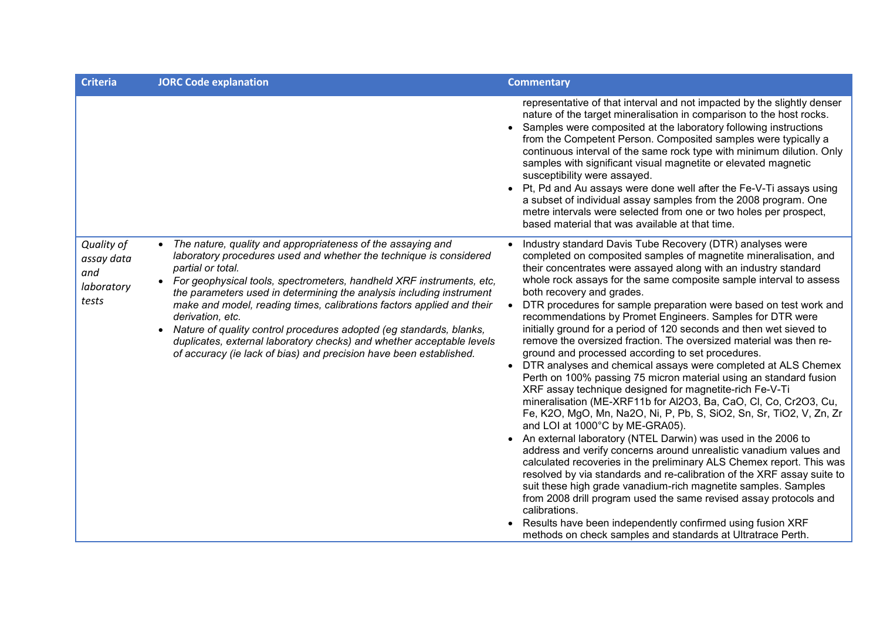| Criteria | JORC Code explanation | Commentary |
|---|---|---|
| | | representative of that interval and not impacted by the slightly denser nature of the target mineralisation in comparison to the host rocks.<br>• Samples were composited at the laboratory following instructions from the Competent Person. Composited samples were typically a continuous interval of the same rock type with minimum dilution. Only samples with significant visual magnetite or elevated magnetic susceptibility were assayed.<br>• Pt, Pd and Au assays were done well after the Fe-V-Ti assays using a subset of individual assay samples from the 2008 program. One metre intervals were selected from one or two holes per prospect, based material that was available at that time. |
| *Quality of assay data and laboratory tests* | • *The nature, quality and appropriateness of the assaying and laboratory procedures used and whether the technique is considered partial or total.*<br>• *For geophysical tools, spectrometers, handheld XRF instruments, etc, the parameters used in determining the analysis including instrument make and model, reading times, calibrations factors applied and their derivation, etc.*<br>• *Nature of quality control procedures adopted (eg standards, blanks, duplicates, external laboratory checks) and whether acceptable levels of accuracy (ie lack of bias) and precision have been established.* | • Industry standard Davis Tube Recovery (DTR) analyses were completed on composited samples of magnetite mineralisation, and their concentrates were assayed along with an industry standard whole rock assays for the same composite sample interval to assess both recovery and grades.<br>• DTR procedures for sample preparation were based on test work and recommendations by Promet Engineers. Samples for DTR were initially ground for a period of 120 seconds and then wet sieved to remove the oversized fraction. The oversized material was then re-ground and processed according to set procedures.<br>• DTR analyses and chemical assays were completed at ALS Chemex Perth on 100% passing 75 micron material using an standard fusion XRF assay technique designed for magnetite-rich Fe-V-Ti mineralisation (ME-XRF11b for $Al_2O_3$, Ba, CaO, Cl, Co, $Cr_2O_3$, Cu, Fe, $K_2O$, MgO, Mn, $Na_2O$, Ni, P, Pb, S, $SiO_2$, Sn, Sr, $TiO_2$, V, Zn, Zr and LOI at 1000°C by ME-GRA05).<br>• An external laboratory (NTEL Darwin) was used in the 2006 to address and verify concerns around unrealistic vanadium values and calculated recoveries in the preliminary ALS Chemex report. This was resolved by via standards and re-calibration of the XRF assay suite to suit these high grade vanadium-rich magnetite samples. Samples from 2008 drill program used the same revised assay protocols and calibrations.<br>• Results have been independently confirmed using fusion XRF methods on check samples and standards at Ultratrace Perth. |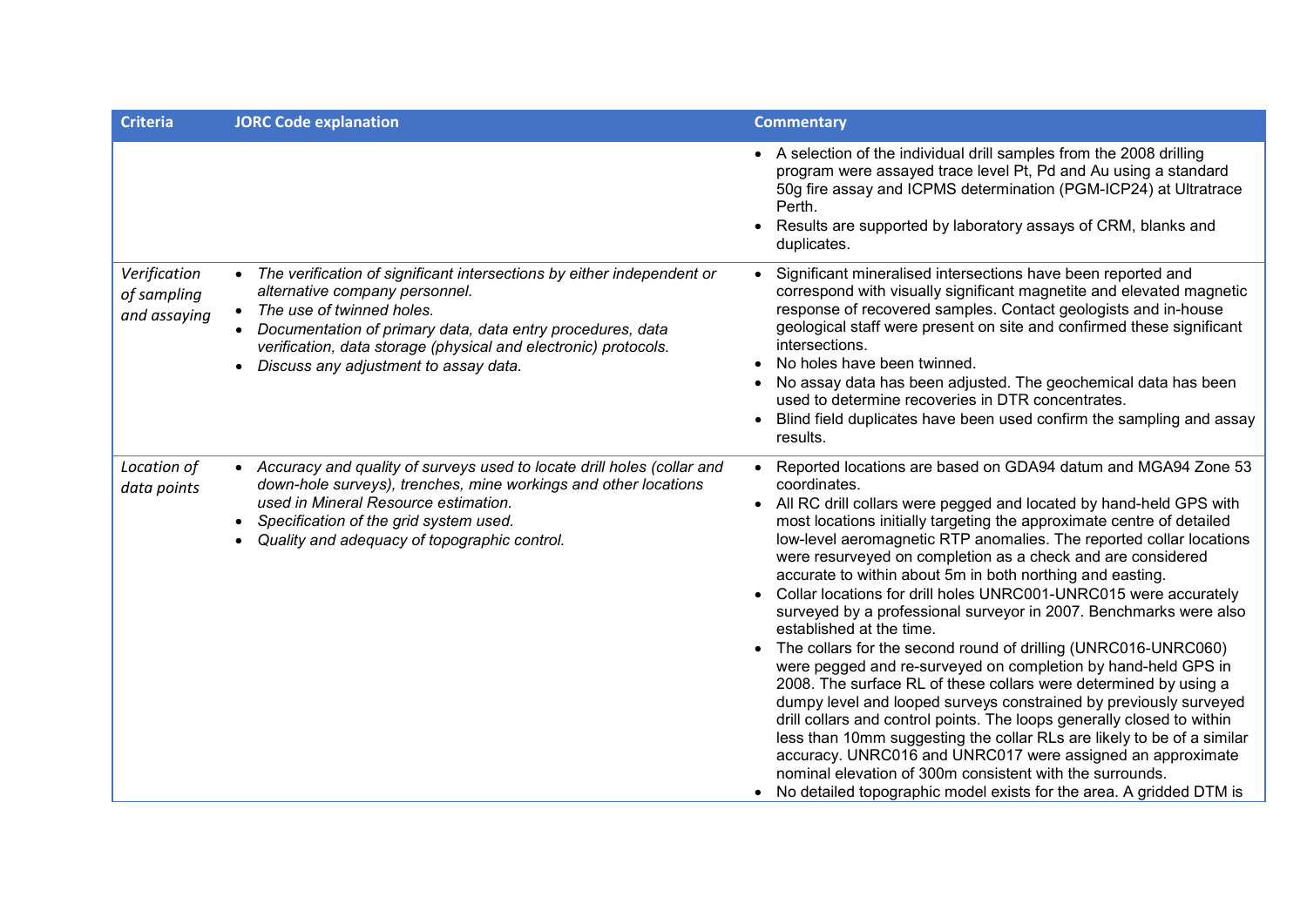| Criteria | JORC Code explanation | Commentary |
|---|---|---|
| | | • A selection of the individual drill samples from the 2008 drilling program were assayed trace level Pt, Pd and Au using a standard 50g fire assay and ICPMS determination (PGM-ICP24) at Ultratrace Perth.<br>• Results are supported by laboratory assays of CRM, blanks and duplicates. |
| *Verification of sampling and assaying* | • *The verification of significant intersections by either independent or alternative company personnel.*<br>• *The use of twinned holes.*<br>• *Documentation of primary data, data entry procedures, data verification, data storage (physical and electronic) protocols.*<br>• *Discuss any adjustment to assay data.* | • Significant mineralised intersections have been reported and correspond with visually significant magnetite and elevated magnetic response of recovered samples. Contact geologists and in-house geological staff were present on site and confirmed these significant intersections.<br>• No holes have been twinned.<br>• No assay data has been adjusted. The geochemical data has been used to determine recoveries in DTR concentrates.<br>• Blind field duplicates have been used confirm the sampling and assay results. |
| *Location of data points* | • *Accuracy and quality of surveys used to locate drill holes (collar and down-hole surveys), trenches, mine workings and other locations used in Mineral Resource estimation.*<br>• *Specification of the grid system used.*<br>• *Quality and adequacy of topographic control.* | • Reported locations are based on GDA94 datum and MGA94 Zone 53 coordinates.<br>• All RC drill collars were pegged and located by hand-held GPS with most locations initially targeting the approximate centre of detailed low-level aeromagnetic RTP anomalies. The reported collar locations were resurveyed on completion as a check and are considered accurate to within about 5m in both northing and easting.<br>• Collar locations for drill holes UNRC001-UNRC015 were accurately surveyed by a professional surveyor in 2007. Benchmarks were also established at the time.<br>• The collars for the second round of drilling (UNRC016-UNRC060) were pegged and re-surveyed on completion by hand-held GPS in 2008. The surface RL of these collars were determined by using a dumpy level and looped surveys constrained by previously surveyed drill collars and control points. The loops generally closed to within less than 10mm suggesting the collar RLs are likely to be of a similar accuracy. UNRC016 and UNRC017 were assigned an approximate nominal elevation of 300m consistent with the surrounds.<br>• No detailed topographic model exists for the area. A gridded DTM is |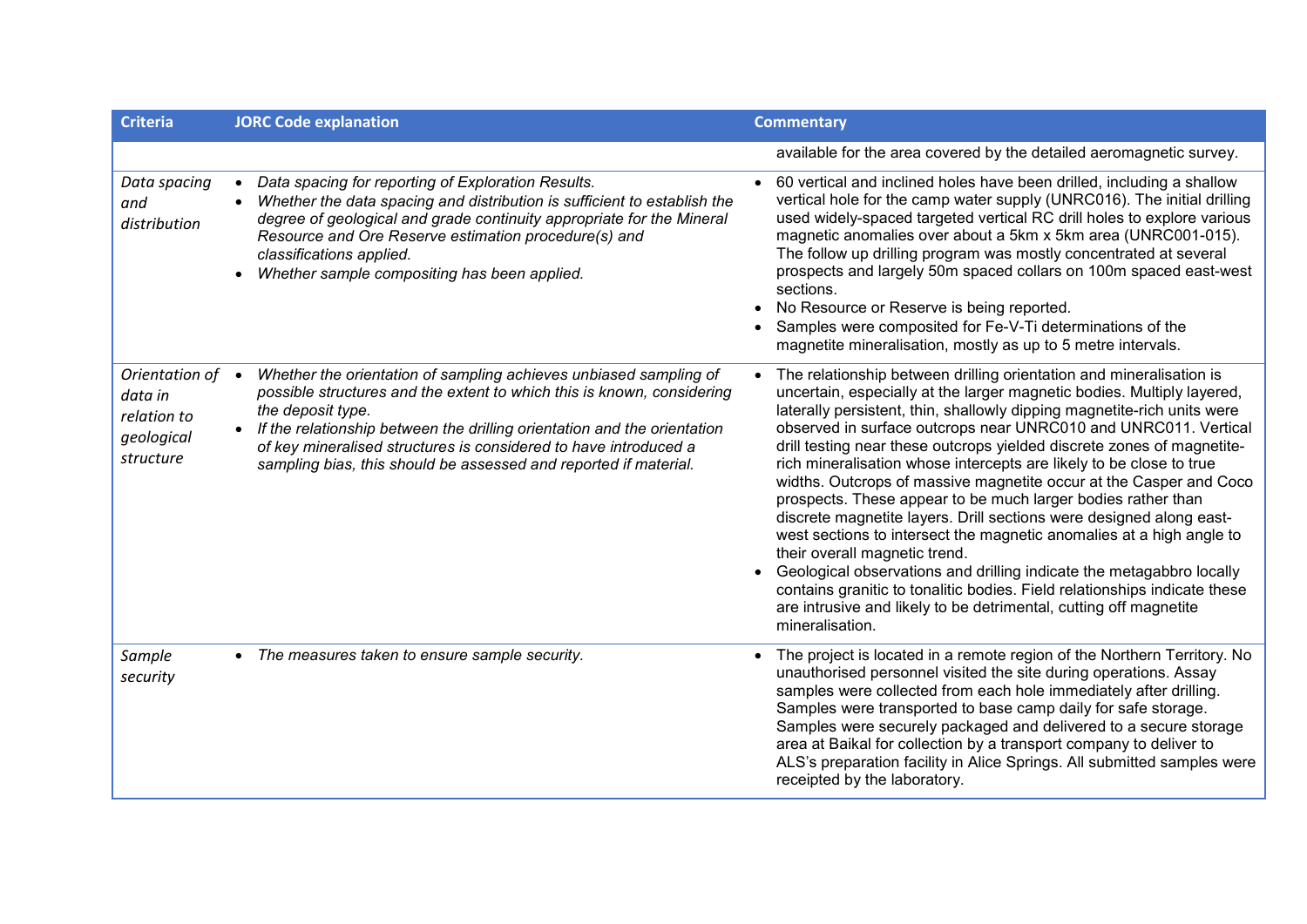| Criteria | JORC Code explanation | Commentary |
|---|---|---|
| | | available for the area covered by the detailed aeromagnetic survey. |
| *Data spacing and distribution* | • *Data spacing for reporting of Exploration Results.*<br>• *Whether the data spacing and distribution is sufficient to establish the degree of geological and grade continuity appropriate for the Mineral Resource and Ore Reserve estimation procedure(s) and classifications applied.*<br>• *Whether sample compositing has been applied.* | • 60 vertical and inclined holes have been drilled, including a shallow vertical hole for the camp water supply (UNRC016). The initial drilling used widely-spaced targeted vertical RC drill holes to explore various magnetic anomalies over about a 5km x 5km area (UNRC001-015). The follow up drilling program was mostly concentrated at several prospects and largely 50m spaced collars on 100m spaced east-west sections.<br>• No Resource or Reserve is being reported.<br>• Samples were composited for Fe-V-Ti determinations of the magnetite mineralisation, mostly as up to 5 metre intervals. |
| *Orientation of data in relation to geological structure* | • *Whether the orientation of sampling achieves unbiased sampling of possible structures and the extent to which this is known, considering the deposit type.*<br>• *If the relationship between the drilling orientation and the orientation of key mineralised structures is considered to have introduced a sampling bias, this should be assessed and reported if material.* | • The relationship between drilling orientation and mineralisation is uncertain, especially at the larger magnetic bodies. Multiply layered, laterally persistent, thin, shallowly dipping magnetite-rich units were observed in surface outcrops near UNRC010 and UNRC011. Vertical drill testing near these outcrops yielded discrete zones of magnetite-rich mineralisation whose intercepts are likely to be close to true widths. Outcrops of massive magnetite occur at the Casper and Coco prospects. These appear to be much larger bodies rather than discrete magnetite layers. Drill sections were designed along east-west sections to intersect the magnetic anomalies at a high angle to their overall magnetic trend.<br>• Geological observations and drilling indicate the metagabbro locally contains granitic to tonalitic bodies. Field relationships indicate these are intrusive and likely to be detrimental, cutting off magnetite mineralisation. |
| *Sample security* | • *The measures taken to ensure sample security.* | • The project is located in a remote region of the Northern Territory. No unauthorised personnel visited the site during operations. Assay samples were collected from each hole immediately after drilling. Samples were transported to base camp daily for safe storage. Samples were securely packaged and delivered to a secure storage area at Baikal for collection by a transport company to deliver to ALS's preparation facility in Alice Springs. All submitted samples were receipted by the laboratory. |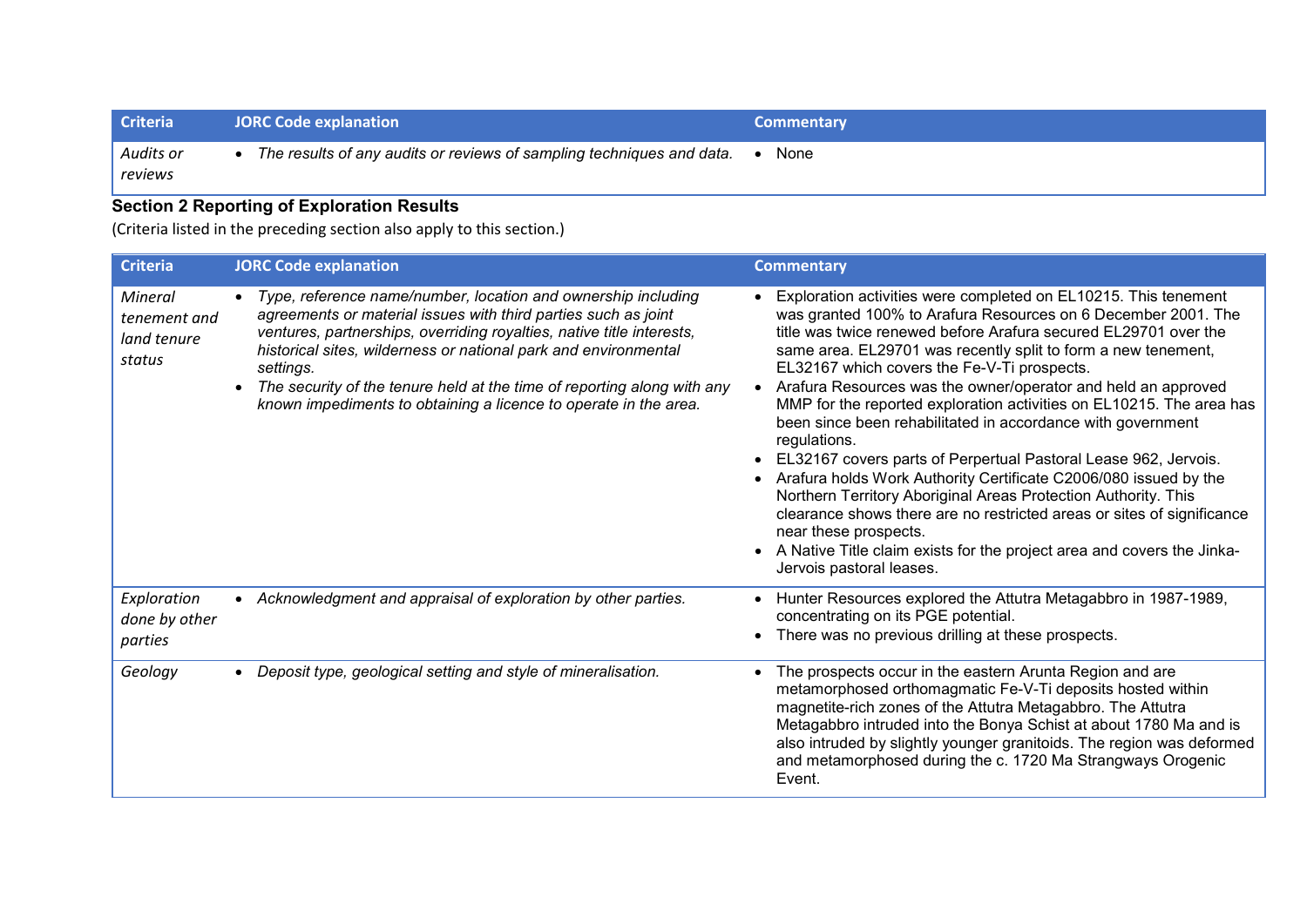| Criteria | JORC Code explanation | Commentary |
|---|---|---|
| *Audits or reviews* | • *The results of any audits or reviews of sampling techniques and data.* | • None |

## Section 2 Reporting of Exploration Results

(Criteria listed in the preceding section also apply to this section.)

| Criteria | JORC Code explanation | Commentary |
|---|---|---|
| *Mineral tenement and land tenure status* | • *Type, reference name/number, location and ownership including agreements or material issues with third parties such as joint ventures, partnerships, overriding royalties, native title interests, historical sites, wilderness or national park and environmental settings.*<br>• *The security of the tenure held at the time of reporting along with any known impediments to obtaining a licence to operate in the area.* | • Exploration activities were completed on EL10215. This tenement was granted 100% to Arafura Resources on 6 December 2001. The title was twice renewed before Arafura secured EL29701 over the same area. EL29701 was recently split to form a new tenement, EL32167 which covers the Fe-V-Ti prospects.<br>• Arafura Resources was the owner/operator and held an approved MMP for the reported exploration activities on EL10215. The area has been since been rehabilitated in accordance with government regulations.<br>• EL32167 covers parts of Perpertual Pastoral Lease 962, Jervois.<br>• Arafura holds Work Authority Certificate C2006/080 issued by the Northern Territory Aboriginal Areas Protection Authority. This clearance shows there are no restricted areas or sites of significance near these prospects.<br>• A Native Title claim exists for the project area and covers the Jinka-Jervois pastoral leases. |
| *Exploration done by other parties* | • *Acknowledgment and appraisal of exploration by other parties.* | • Hunter Resources explored the Attutra Metagabbro in 1987-1989, concentrating on its PGE potential.<br>• There was no previous drilling at these prospects. |
| *Geology* | • *Deposit type, geological setting and style of mineralisation.* | • The prospects occur in the eastern Arunta Region and are metamorphosed orthomagmatic Fe-V-Ti deposits hosted within magnetite-rich zones of the Attutra Metagabbro. The Attutra Metagabbro intruded into the Bonya Schist at about 1780 Ma and is also intruded by slightly younger granitoids. The region was deformed and metamorphosed during the c. 1720 Ma Strangways Orogenic Event. |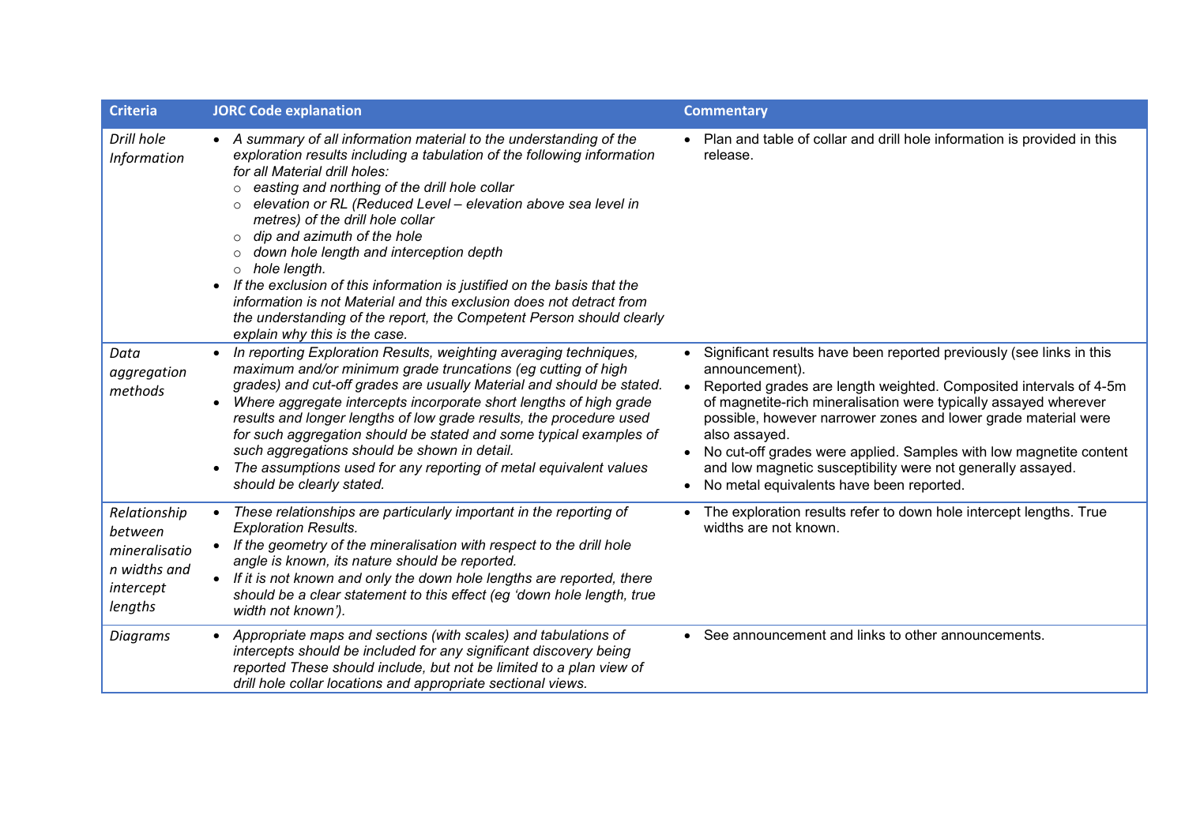| Criteria | JORC Code explanation | Commentary |
|---|---|---|
| *Drill hole Information* | • *A summary of all information material to the understanding of the exploration results including a tabulation of the following information for all Material drill holes:*<br>○ *easting and northing of the drill hole collar*<br>○ *elevation or RL (Reduced Level – elevation above sea level in metres) of the drill hole collar*<br>○ *dip and azimuth of the hole*<br>○ *down hole length and interception depth*<br>○ *hole length.*<br>• *If the exclusion of this information is justified on the basis that the information is not Material and this exclusion does not detract from the understanding of the report, the Competent Person should clearly explain why this is the case.* | • Plan and table of collar and drill hole information is provided in this release. |
| *Data aggregation methods* | • *In reporting Exploration Results, weighting averaging techniques, maximum and/or minimum grade truncations (eg cutting of high grades) and cut-off grades are usually Material and should be stated.*<br>• *Where aggregate intercepts incorporate short lengths of high grade results and longer lengths of low grade results, the procedure used for such aggregation should be stated and some typical examples of such aggregations should be shown in detail.*<br>• *The assumptions used for any reporting of metal equivalent values should be clearly stated.* | • Significant results have been reported previously (see links in this announcement).<br>• Reported grades are length weighted. Composited intervals of 4-5m of magnetite-rich mineralisation were typically assayed wherever possible, however narrower zones and lower grade material were also assayed.<br>• No cut-off grades were applied. Samples with low magnetite content and low magnetic susceptibility were not generally assayed.<br>• No metal equivalents have been reported. |
| *Relationship between mineralisation widths and intercept lengths* | • *These relationships are particularly important in the reporting of Exploration Results.*<br>• *If the geometry of the mineralisation with respect to the drill hole angle is known, its nature should be reported.*<br>• *If it is not known and only the down hole lengths are reported, there should be a clear statement to this effect (eg 'down hole length, true width not known').* | • The exploration results refer to down hole intercept lengths. True widths are not known. |
| *Diagrams* | • *Appropriate maps and sections (with scales) and tabulations of intercepts should be included for any significant discovery being reported These should include, but not be limited to a plan view of drill hole collar locations and appropriate sectional views.* | • See announcement and links to other announcements. |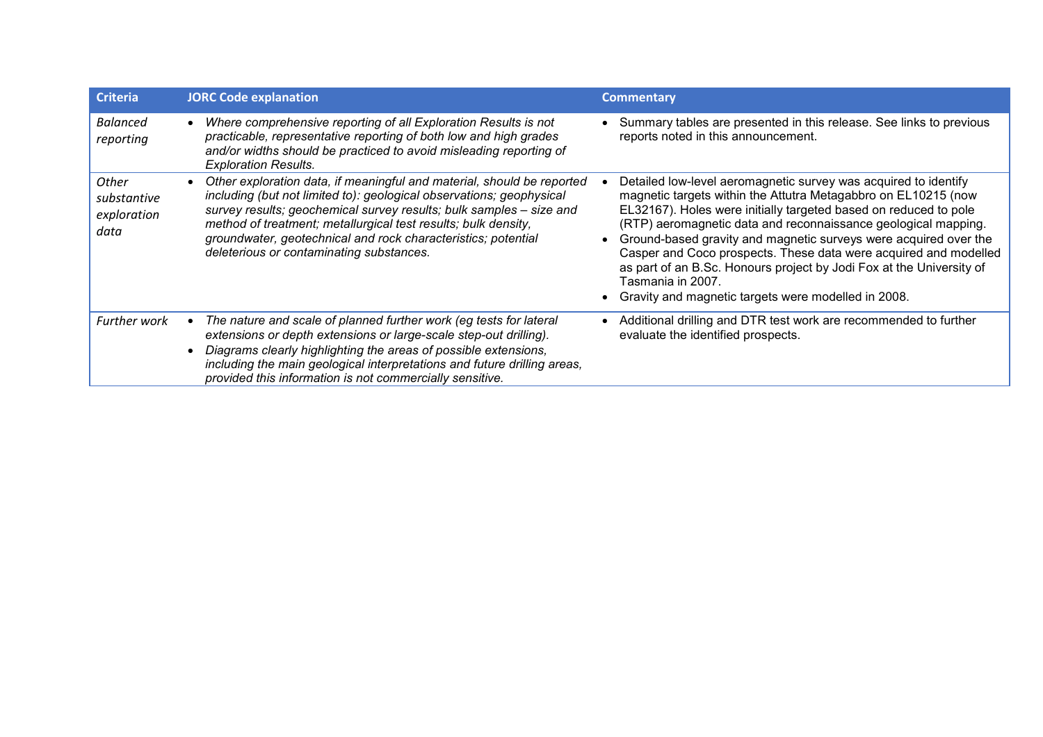| Criteria | JORC Code explanation | Commentary |
|---|---|---|
| *Balanced reporting* | • *Where comprehensive reporting of all Exploration Results is not practicable, representative reporting of both low and high grades and/or widths should be practiced to avoid misleading reporting of Exploration Results.* | • Summary tables are presented in this release. See links to previous reports noted in this announcement. |
| *Other substantive exploration data* | • *Other exploration data, if meaningful and material, should be reported including (but not limited to): geological observations; geophysical survey results; geochemical survey results; bulk samples – size and method of treatment; metallurgical test results; bulk density, groundwater, geotechnical and rock characteristics; potential deleterious or contaminating substances.* | • Detailed low-level aeromagnetic survey was acquired to identify magnetic targets within the Attutra Metagabbro on EL10215 (now EL32167). Holes were initially targeted based on reduced to pole (RTP) aeromagnetic data and reconnaissance geological mapping.<br>• Ground-based gravity and magnetic surveys were acquired over the Casper and Coco prospects. These data were acquired and modelled as part of an B.Sc. Honours project by Jodi Fox at the University of Tasmania in 2007.<br>• Gravity and magnetic targets were modelled in 2008. |
| *Further work* | • *The nature and scale of planned further work (eg tests for lateral extensions or depth extensions or large-scale step-out drilling).*<br>• *Diagrams clearly highlighting the areas of possible extensions, including the main geological interpretations and future drilling areas, provided this information is not commercially sensitive.* | • Additional drilling and DTR test work are recommended to further evaluate the identified prospects. |